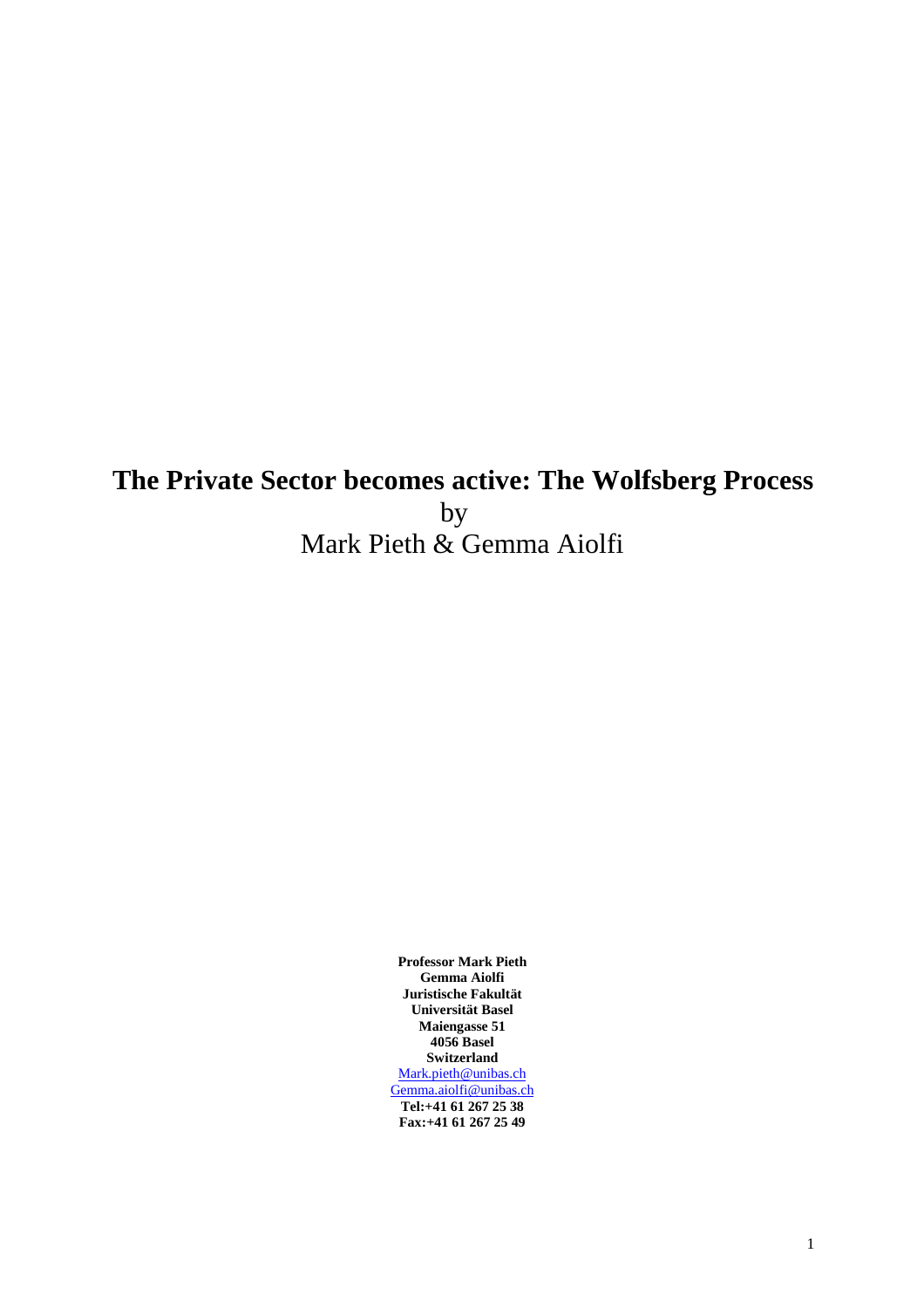# The Private Sector becomes active: The Wolfsberg Process

by

Mark Pieth & Gemma Aiolfi

**Professor Mark Pieth**
**Gemma Aiolfi**
**Juristische Fakultät**
**Universität Basel**
**Maiengasse 51**
**4056 Basel**
**Switzerland**
Mark.pieth@unibas.ch
Gemma.aiolfi@unibas.ch
**Tel:+41 61 267 25 38**
**Fax:+41 61 267 25 49**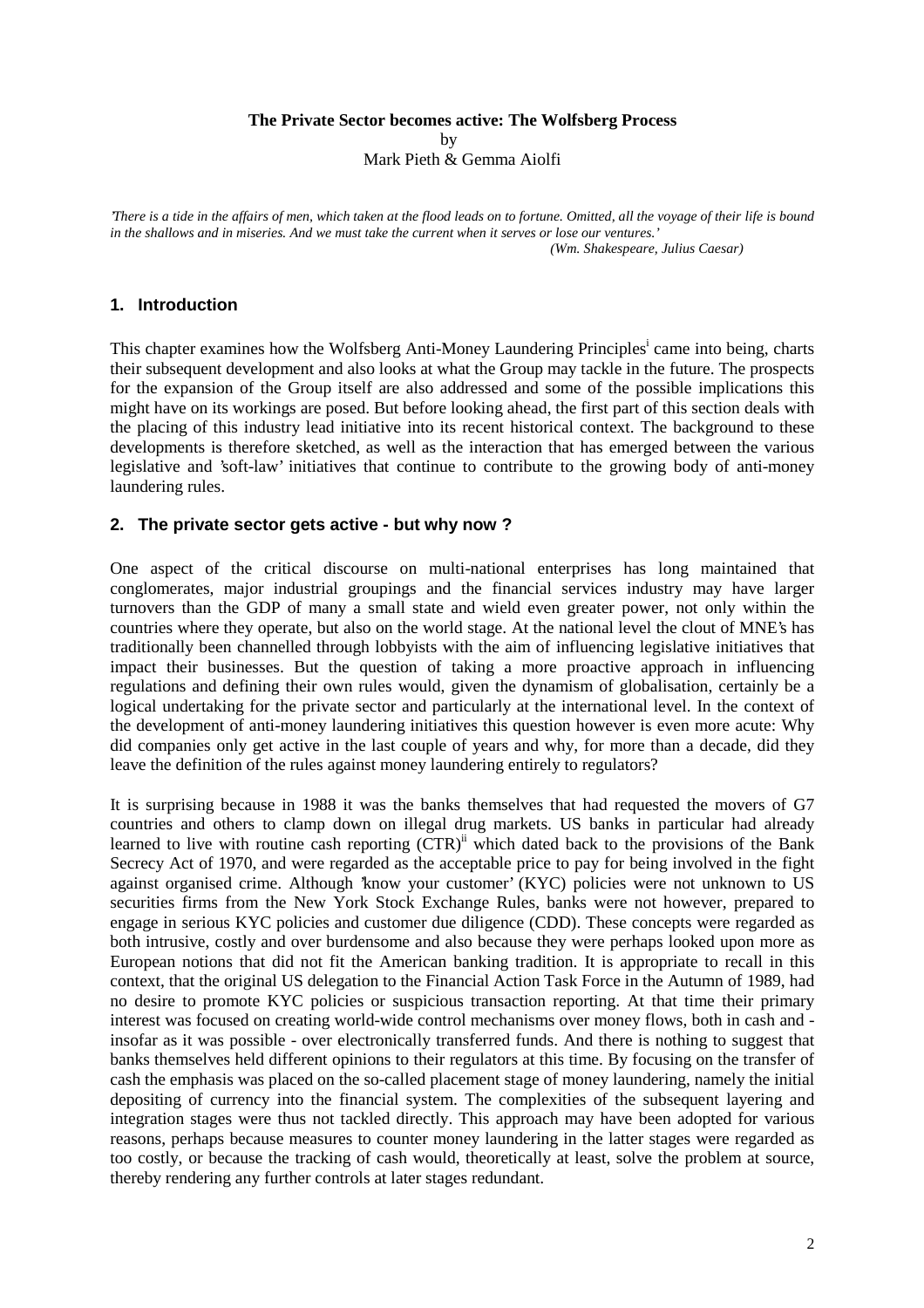**The Private Sector becomes active: The Wolfsberg Process**
by
Mark Pieth & Gemma Aiolfi

*'There is a tide in the affairs of men, which taken at the flood leads on to fortune. Omitted, all the voyage of their life is bound in the shallows and in miseries. And we must take the current when it serves or lose our ventures.'*
*(Wm. Shakespeare, Julius Caesar)*

## 1. Introduction

This chapter examines how the Wolfsberg Anti-Money Laundering Principles[i] came into being, charts their subsequent development and also looks at what the Group may tackle in the future. The prospects for the expansion of the Group itself are also addressed and some of the possible implications this might have on its workings are posed. But before looking ahead, the first part of this section deals with the placing of this industry lead initiative into its recent historical context. The background to these developments is therefore sketched, as well as the interaction that has emerged between the various legislative and 'soft-law' initiatives that continue to contribute to the growing body of anti-money laundering rules.

## 2. The private sector gets active - but why now ?

One aspect of the critical discourse on multi-national enterprises has long maintained that conglomerates, major industrial groupings and the financial services industry may have larger turnovers than the GDP of many a small state and wield even greater power, not only within the countries where they operate, but also on the world stage. At the national level the clout of MNE's has traditionally been channelled through lobbyists with the aim of influencing legislative initiatives that impact their businesses. But the question of taking a more proactive approach in influencing regulations and defining their own rules would, given the dynamism of globalisation, certainly be a logical undertaking for the private sector and particularly at the international level. In the context of the development of anti-money laundering initiatives this question however is even more acute: Why did companies only get active in the last couple of years and why, for more than a decade, did they leave the definition of the rules against money laundering entirely to regulators?

It is surprising because in 1988 it was the banks themselves that had requested the movers of G7 countries and others to clamp down on illegal drug markets. US banks in particular had already learned to live with routine cash reporting (CTR)[ii] which dated back to the provisions of the Bank Secrecy Act of 1970, and were regarded as the acceptable price to pay for being involved in the fight against organised crime. Although 'know your customer' (KYC) policies were not unknown to US securities firms from the New York Stock Exchange Rules, banks were not however, prepared to engage in serious KYC policies and customer due diligence (CDD). These concepts were regarded as both intrusive, costly and over burdensome and also because they were perhaps looked upon more as European notions that did not fit the American banking tradition. It is appropriate to recall in this context, that the original US delegation to the Financial Action Task Force in the Autumn of 1989, had no desire to promote KYC policies or suspicious transaction reporting. At that time their primary interest was focused on creating world-wide control mechanisms over money flows, both in cash and - insofar as it was possible - over electronically transferred funds. And there is nothing to suggest that banks themselves held different opinions to their regulators at this time. By focusing on the transfer of cash the emphasis was placed on the so-called placement stage of money laundering, namely the initial depositing of currency into the financial system. The complexities of the subsequent layering and integration stages were thus not tackled directly. This approach may have been adopted for various reasons, perhaps because measures to counter money laundering in the latter stages were regarded as too costly, or because the tracking of cash would, theoretically at least, solve the problem at source, thereby rendering any further controls at later stages redundant.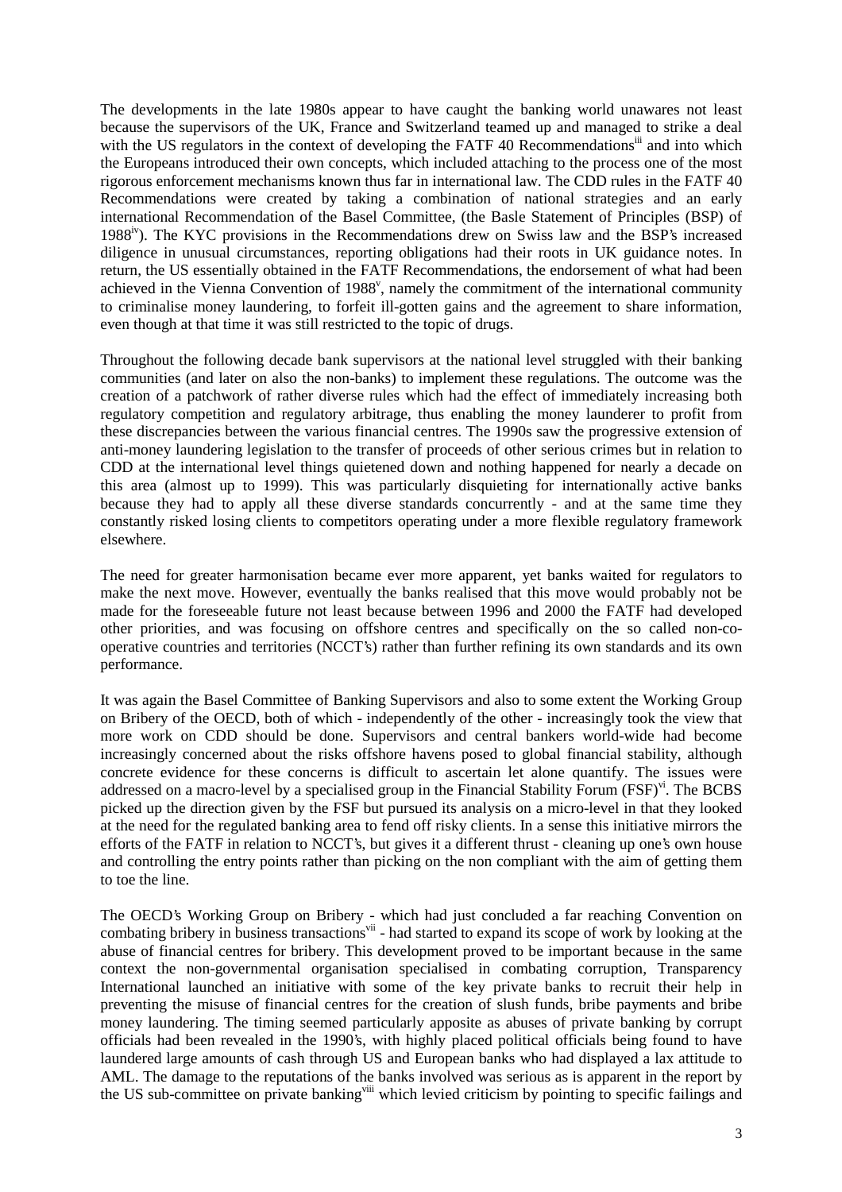The developments in the late 1980s appear to have caught the banking world unawares not least because the supervisors of the UK, France and Switzerland teamed up and managed to strike a deal with the US regulators in the context of developing the FATF 40 Recommendations[iii] and into which the Europeans introduced their own concepts, which included attaching to the process one of the most rigorous enforcement mechanisms known thus far in international law. The CDD rules in the FATF 40 Recommendations were created by taking a combination of national strategies and an early international Recommendation of the Basel Committee, (the Basle Statement of Principles (BSP) of 1988[iv]). The KYC provisions in the Recommendations drew on Swiss law and the BSP's increased diligence in unusual circumstances, reporting obligations had their roots in UK guidance notes. In return, the US essentially obtained in the FATF Recommendations, the endorsement of what had been achieved in the Vienna Convention of 1988[v], namely the commitment of the international community to criminalise money laundering, to forfeit ill-gotten gains and the agreement to share information, even though at that time it was still restricted to the topic of drugs.

Throughout the following decade bank supervisors at the national level struggled with their banking communities (and later on also the non-banks) to implement these regulations. The outcome was the creation of a patchwork of rather diverse rules which had the effect of immediately increasing both regulatory competition and regulatory arbitrage, thus enabling the money launderer to profit from these discrepancies between the various financial centres. The 1990s saw the progressive extension of anti-money laundering legislation to the transfer of proceeds of other serious crimes but in relation to CDD at the international level things quietened down and nothing happened for nearly a decade on this area (almost up to 1999). This was particularly disquieting for internationally active banks because they had to apply all these diverse standards concurrently - and at the same time they constantly risked losing clients to competitors operating under a more flexible regulatory framework elsewhere.

The need for greater harmonisation became ever more apparent, yet banks waited for regulators to make the next move. However, eventually the banks realised that this move would probably not be made for the foreseeable future not least because between 1996 and 2000 the FATF had developed other priorities, and was focusing on offshore centres and specifically on the so called non-co-operative countries and territories (NCCT's) rather than further refining its own standards and its own performance.

It was again the Basel Committee of Banking Supervisors and also to some extent the Working Group on Bribery of the OECD, both of which - independently of the other - increasingly took the view that more work on CDD should be done. Supervisors and central bankers world-wide had become increasingly concerned about the risks offshore havens posed to global financial stability, although concrete evidence for these concerns is difficult to ascertain let alone quantify. The issues were addressed on a macro-level by a specialised group in the Financial Stability Forum (FSF)[vi]. The BCBS picked up the direction given by the FSF but pursued its analysis on a micro-level in that they looked at the need for the regulated banking area to fend off risky clients. In a sense this initiative mirrors the efforts of the FATF in relation to NCCT's, but gives it a different thrust - cleaning up one's own house and controlling the entry points rather than picking on the non compliant with the aim of getting them to toe the line.

The OECD's Working Group on Bribery - which had just concluded a far reaching Convention on combating bribery in business transactions[vii] - had started to expand its scope of work by looking at the abuse of financial centres for bribery. This development proved to be important because in the same context the non-governmental organisation specialised in combating corruption, Transparency International launched an initiative with some of the key private banks to recruit their help in preventing the misuse of financial centres for the creation of slush funds, bribe payments and bribe money laundering. The timing seemed particularly apposite as abuses of private banking by corrupt officials had been revealed in the 1990's, with highly placed political officials being found to have laundered large amounts of cash through US and European banks who had displayed a lax attitude to AML. The damage to the reputations of the banks involved was serious as is apparent in the report by the US sub-committee on private banking[viii] which levied criticism by pointing to specific failings and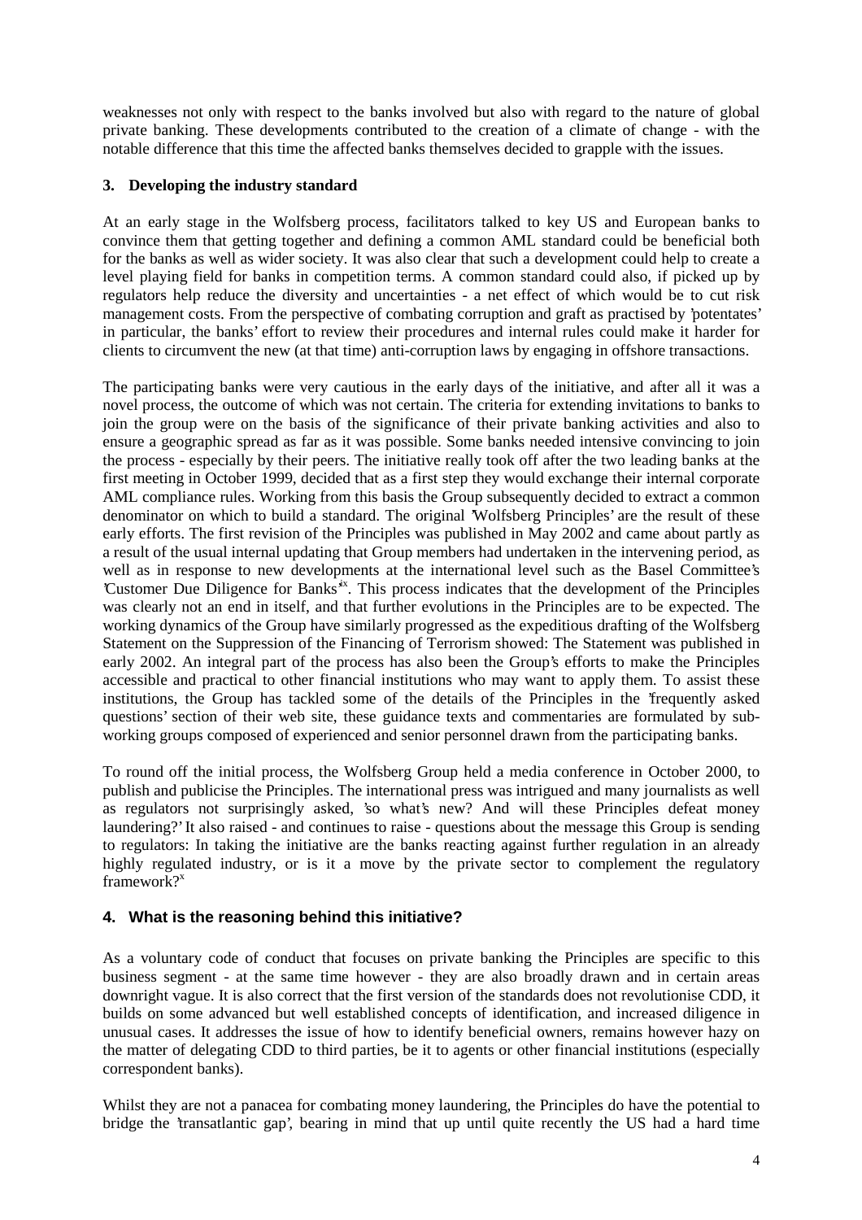weaknesses not only with respect to the banks involved but also with regard to the nature of global private banking. These developments contributed to the creation of a climate of change - with the notable difference that this time the affected banks themselves decided to grapple with the issues.

### 3. Developing the industry standard

At an early stage in the Wolfsberg process, facilitators talked to key US and European banks to convince them that getting together and defining a common AML standard could be beneficial both for the banks as well as wider society. It was also clear that such a development could help to create a level playing field for banks in competition terms. A common standard could also, if picked up by regulators help reduce the diversity and uncertainties - a net effect of which would be to cut risk management costs. From the perspective of combating corruption and graft as practised by 'potentates' in particular, the banks' effort to review their procedures and internal rules could make it harder for clients to circumvent the new (at that time) anti-corruption laws by engaging in offshore transactions.

The participating banks were very cautious in the early days of the initiative, and after all it was a novel process, the outcome of which was not certain. The criteria for extending invitations to banks to join the group were on the basis of the significance of their private banking activities and also to ensure a geographic spread as far as it was possible. Some banks needed intensive convincing to join the process - especially by their peers. The initiative really took off after the two leading banks at the first meeting in October 1999, decided that as a first step they would exchange their internal corporate AML compliance rules. Working from this basis the Group subsequently decided to extract a common denominator on which to build a standard. The original 'Wolfsberg Principles' are the result of these early efforts. The first revision of the Principles was published in May 2002 and came about partly as a result of the usual internal updating that Group members had undertaken in the intervening period, as well as in response to new developments at the international level such as the Basel Committee's 'Customer Due Diligence for Banks'[ix]. This process indicates that the development of the Principles was clearly not an end in itself, and that further evolutions in the Principles are to be expected. The working dynamics of the Group have similarly progressed as the expeditious drafting of the Wolfsberg Statement on the Suppression of the Financing of Terrorism showed: The Statement was published in early 2002. An integral part of the process has also been the Group's efforts to make the Principles accessible and practical to other financial institutions who may want to apply them. To assist these institutions, the Group has tackled some of the details of the Principles in the 'frequently asked questions' section of their web site, these guidance texts and commentaries are formulated by sub-working groups composed of experienced and senior personnel drawn from the participating banks.

To round off the initial process, the Wolfsberg Group held a media conference in October 2000, to publish and publicise the Principles. The international press was intrigued and many journalists as well as regulators not surprisingly asked, 'so what's new? And will these Principles defeat money laundering?' It also raised - and continues to raise - questions about the message this Group is sending to regulators: In taking the initiative are the banks reacting against further regulation in an already highly regulated industry, or is it a move by the private sector to complement the regulatory framework?[x]

### 4. What is the reasoning behind this initiative?

As a voluntary code of conduct that focuses on private banking the Principles are specific to this business segment - at the same time however - they are also broadly drawn and in certain areas downright vague. It is also correct that the first version of the standards does not revolutionise CDD, it builds on some advanced but well established concepts of identification, and increased diligence in unusual cases. It addresses the issue of how to identify beneficial owners, remains however hazy on the matter of delegating CDD to third parties, be it to agents or other financial institutions (especially correspondent banks).

Whilst they are not a panacea for combating money laundering, the Principles do have the potential to bridge the 'transatlantic gap', bearing in mind that up until quite recently the US had a hard time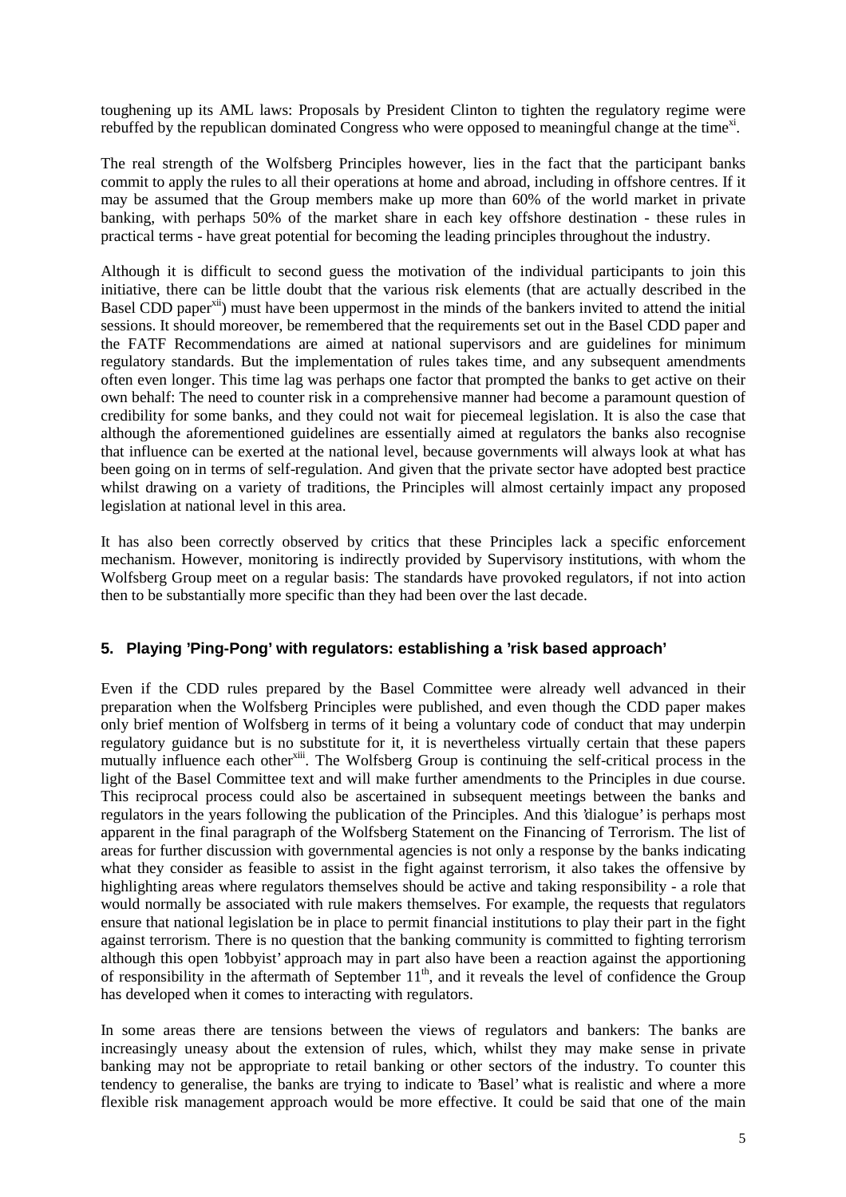toughening up its AML laws: Proposals by President Clinton to tighten the regulatory regime were rebuffed by the republican dominated Congress who were opposed to meaningful change at the time[xi].

The real strength of the Wolfsberg Principles however, lies in the fact that the participant banks commit to apply the rules to all their operations at home and abroad, including in offshore centres. If it may be assumed that the Group members make up more than 60% of the world market in private banking, with perhaps 50% of the market share in each key offshore destination - these rules in practical terms - have great potential for becoming the leading principles throughout the industry.

Although it is difficult to second guess the motivation of the individual participants to join this initiative, there can be little doubt that the various risk elements (that are actually described in the Basel CDD paper[xii]) must have been uppermost in the minds of the bankers invited to attend the initial sessions. It should moreover, be remembered that the requirements set out in the Basel CDD paper and the FATF Recommendations are aimed at national supervisors and are guidelines for minimum regulatory standards. But the implementation of rules takes time, and any subsequent amendments often even longer. This time lag was perhaps one factor that prompted the banks to get active on their own behalf: The need to counter risk in a comprehensive manner had become a paramount question of credibility for some banks, and they could not wait for piecemeal legislation. It is also the case that although the aforementioned guidelines are essentially aimed at regulators the banks also recognise that influence can be exerted at the national level, because governments will always look at what has been going on in terms of self-regulation. And given that the private sector have adopted best practice whilst drawing on a variety of traditions, the Principles will almost certainly impact any proposed legislation at national level in this area.

It has also been correctly observed by critics that these Principles lack a specific enforcement mechanism. However, monitoring is indirectly provided by Supervisory institutions, with whom the Wolfsberg Group meet on a regular basis: The standards have provoked regulators, if not into action then to be substantially more specific than they had been over the last decade.

## 5. Playing 'Ping-Pong' with regulators: establishing a 'risk based approach'

Even if the CDD rules prepared by the Basel Committee were already well advanced in their preparation when the Wolfsberg Principles were published, and even though the CDD paper makes only brief mention of Wolfsberg in terms of it being a voluntary code of conduct that may underpin regulatory guidance but is no substitute for it, it is nevertheless virtually certain that these papers mutually influence each other[xiii]. The Wolfsberg Group is continuing the self-critical process in the light of the Basel Committee text and will make further amendments to the Principles in due course. This reciprocal process could also be ascertained in subsequent meetings between the banks and regulators in the years following the publication of the Principles. And this 'dialogue' is perhaps most apparent in the final paragraph of the Wolfsberg Statement on the Financing of Terrorism. The list of areas for further discussion with governmental agencies is not only a response by the banks indicating what they consider as feasible to assist in the fight against terrorism, it also takes the offensive by highlighting areas where regulators themselves should be active and taking responsibility - a role that would normally be associated with rule makers themselves. For example, the requests that regulators ensure that national legislation be in place to permit financial institutions to play their part in the fight against terrorism. There is no question that the banking community is committed to fighting terrorism although this open 'lobbyist' approach may in part also have been a reaction against the apportioning of responsibility in the aftermath of September 11th, and it reveals the level of confidence the Group has developed when it comes to interacting with regulators.

In some areas there are tensions between the views of regulators and bankers: The banks are increasingly uneasy about the extension of rules, which, whilst they may make sense in private banking may not be appropriate to retail banking or other sectors of the industry. To counter this tendency to generalise, the banks are trying to indicate to 'Basel' what is realistic and where a more flexible risk management approach would be more effective. It could be said that one of the main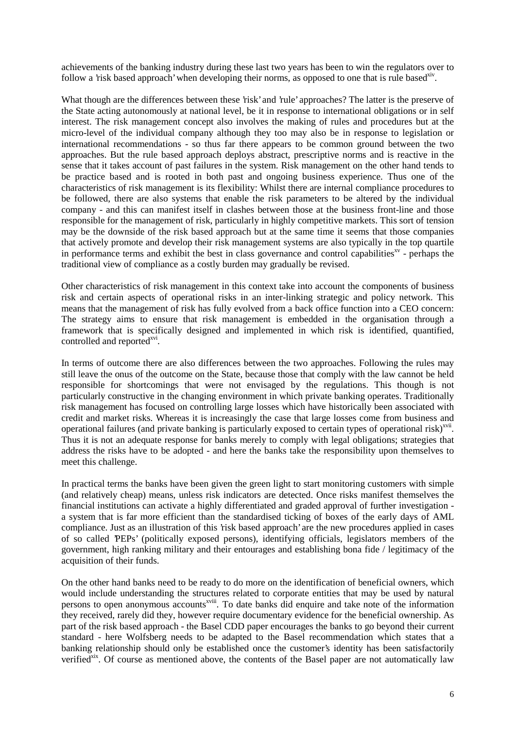achievements of the banking industry during these last two years has been to win the regulators over to follow a 'risk based approach' when developing their norms, as opposed to one that is rule based[xiv].

What though are the differences between these 'risk' and 'rule' approaches? The latter is the preserve of the State acting autonomously at national level, be it in response to international obligations or in self interest. The risk management concept also involves the making of rules and procedures but at the micro-level of the individual company although they too may also be in response to legislation or international recommendations - so thus far there appears to be common ground between the two approaches. But the rule based approach deploys abstract, prescriptive norms and is reactive in the sense that it takes account of past failures in the system. Risk management on the other hand tends to be practice based and is rooted in both past and ongoing business experience. Thus one of the characteristics of risk management is its flexibility: Whilst there are internal compliance procedures to be followed, there are also systems that enable the risk parameters to be altered by the individual company - and this can manifest itself in clashes between those at the business front-line and those responsible for the management of risk, particularly in highly competitive markets. This sort of tension may be the downside of the risk based approach but at the same time it seems that those companies that actively promote and develop their risk management systems are also typically in the top quartile in performance terms and exhibit the best in class governance and control capabilities[xv] - perhaps the traditional view of compliance as a costly burden may gradually be revised.

Other characteristics of risk management in this context take into account the components of business risk and certain aspects of operational risks in an inter-linking strategic and policy network. This means that the management of risk has fully evolved from a back office function into a CEO concern: The strategy aims to ensure that risk management is embedded in the organisation through a framework that is specifically designed and implemented in which risk is identified, quantified, controlled and reported[xvi].

In terms of outcome there are also differences between the two approaches. Following the rules may still leave the onus of the outcome on the State, because those that comply with the law cannot be held responsible for shortcomings that were not envisaged by the regulations. This though is not particularly constructive in the changing environment in which private banking operates. Traditionally risk management has focused on controlling large losses which have historically been associated with credit and market risks. Whereas it is increasingly the case that large losses come from business and operational failures (and private banking is particularly exposed to certain types of operational risk)[xvii]. Thus it is not an adequate response for banks merely to comply with legal obligations; strategies that address the risks have to be adopted - and here the banks take the responsibility upon themselves to meet this challenge.

In practical terms the banks have been given the green light to start monitoring customers with simple (and relatively cheap) means, unless risk indicators are detected. Once risks manifest themselves the financial institutions can activate a highly differentiated and graded approval of further investigation - a system that is far more efficient than the standardised ticking of boxes of the early days of AML compliance. Just as an illustration of this 'risk based approach' are the new procedures applied in cases of so called 'PEPs' (politically exposed persons), identifying officials, legislators members of the government, high ranking military and their entourages and establishing bona fide / legitimacy of the acquisition of their funds.

On the other hand banks need to be ready to do more on the identification of beneficial owners, which would include understanding the structures related to corporate entities that may be used by natural persons to open anonymous accounts[xviii]. To date banks did enquire and take note of the information they received, rarely did they, however require documentary evidence for the beneficial ownership. As part of the risk based approach - the Basel CDD paper encourages the banks to go beyond their current standard - here Wolfsberg needs to be adapted to the Basel recommendation which states that a banking relationship should only be established once the customer's identity has been satisfactorily verified[xix]. Of course as mentioned above, the contents of the Basel paper are not automatically law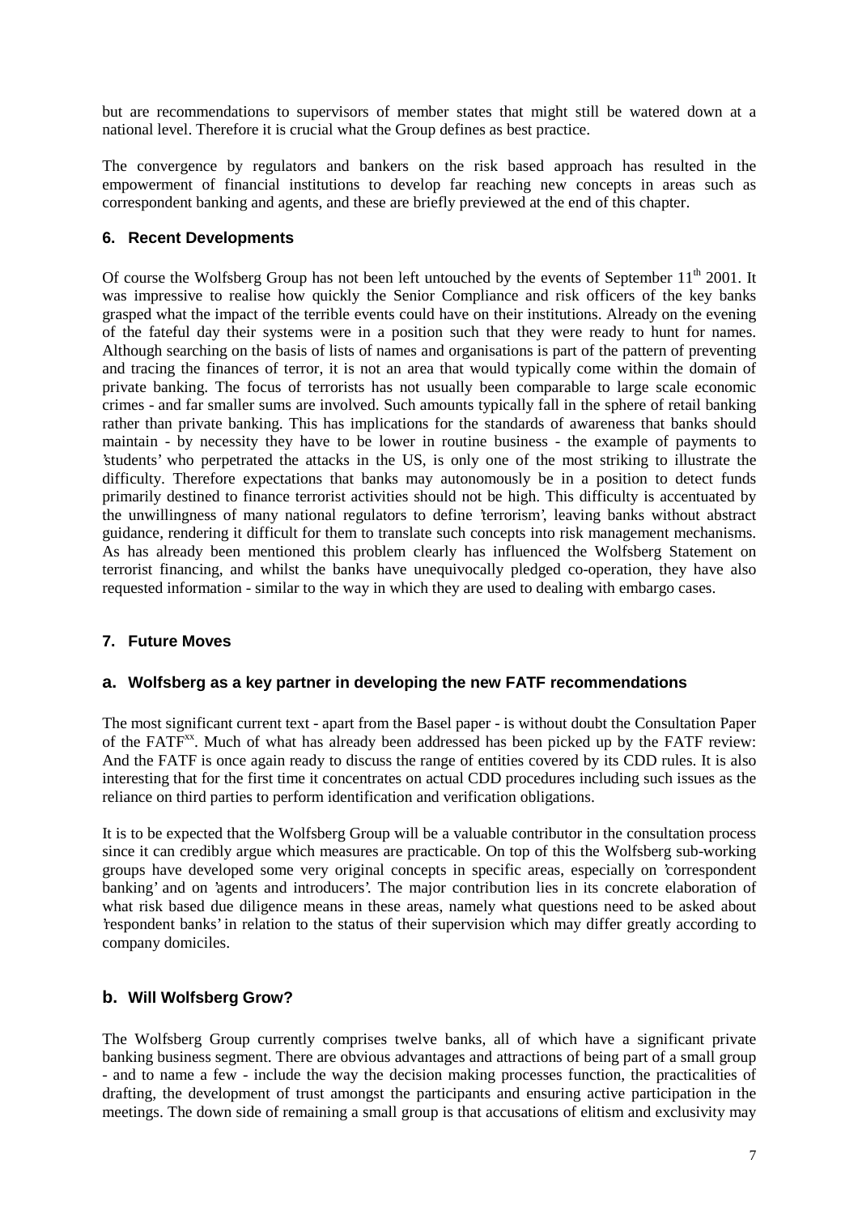but are recommendations to supervisors of member states that might still be watered down at a national level. Therefore it is crucial what the Group defines as best practice.

The convergence by regulators and bankers on the risk based approach has resulted in the empowerment of financial institutions to develop far reaching new concepts in areas such as correspondent banking and agents, and these are briefly previewed at the end of this chapter.

## 6. Recent Developments

Of course the Wolfsberg Group has not been left untouched by the events of September 11th 2001. It was impressive to realise how quickly the Senior Compliance and risk officers of the key banks grasped what the impact of the terrible events could have on their institutions. Already on the evening of the fateful day their systems were in a position such that they were ready to hunt for names. Although searching on the basis of lists of names and organisations is part of the pattern of preventing and tracing the finances of terror, it is not an area that would typically come within the domain of private banking. The focus of terrorists has not usually been comparable to large scale economic crimes - and far smaller sums are involved. Such amounts typically fall in the sphere of retail banking rather than private banking. This has implications for the standards of awareness that banks should maintain - by necessity they have to be lower in routine business - the example of payments to 'students' who perpetrated the attacks in the US, is only one of the most striking to illustrate the difficulty. Therefore expectations that banks may autonomously be in a position to detect funds primarily destined to finance terrorist activities should not be high. This difficulty is accentuated by the unwillingness of many national regulators to define 'terrorism', leaving banks without abstract guidance, rendering it difficult for them to translate such concepts into risk management mechanisms. As has already been mentioned this problem clearly has influenced the Wolfsberg Statement on terrorist financing, and whilst the banks have unequivocally pledged co-operation, they have also requested information - similar to the way in which they are used to dealing with embargo cases.

## 7. Future Moves

### a. Wolfsberg as a key partner in developing the new FATF recommendations

The most significant current text - apart from the Basel paper - is without doubt the Consultation Paper of the FATF[xx]. Much of what has already been addressed has been picked up by the FATF review: And the FATF is once again ready to discuss the range of entities covered by its CDD rules. It is also interesting that for the first time it concentrates on actual CDD procedures including such issues as the reliance on third parties to perform identification and verification obligations.

It is to be expected that the Wolfsberg Group will be a valuable contributor in the consultation process since it can credibly argue which measures are practicable. On top of this the Wolfsberg sub-working groups have developed some very original concepts in specific areas, especially on 'correspondent banking' and on 'agents and introducers'. The major contribution lies in its concrete elaboration of what risk based due diligence means in these areas, namely what questions need to be asked about 'respondent banks' in relation to the status of their supervision which may differ greatly according to company domiciles.

### b. Will Wolfsberg Grow?

The Wolfsberg Group currently comprises twelve banks, all of which have a significant private banking business segment. There are obvious advantages and attractions of being part of a small group - and to name a few - include the way the decision making processes function, the practicalities of drafting, the development of trust amongst the participants and ensuring active participation in the meetings. The down side of remaining a small group is that accusations of elitism and exclusivity may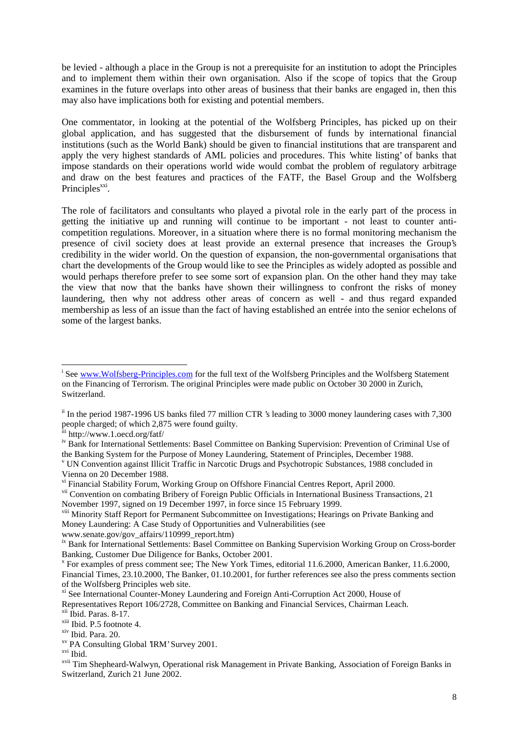be levied - although a place in the Group is not a prerequisite for an institution to adopt the Principles and to implement them within their own organisation. Also if the scope of topics that the Group examines in the future overlaps into other areas of business that their banks are engaged in, then this may also have implications both for existing and potential members.

One commentator, in looking at the potential of the Wolfsberg Principles, has picked up on their global application, and has suggested that the disbursement of funds by international financial institutions (such as the World Bank) should be given to financial institutions that are transparent and apply the very highest standards of AML policies and procedures. This 'white listing' of banks that impose standards on their operations world wide would combat the problem of regulatory arbitrage and draw on the best features and practices of the FATF, the Basel Group and the Wolfsberg Principles[xxi].

The role of facilitators and consultants who played a pivotal role in the early part of the process in getting the initiative up and running will continue to be important - not least to counter anti-competition regulations. Moreover, in a situation where there is no formal monitoring mechanism the presence of civil society does at least provide an external presence that increases the Group's credibility in the wider world. On the question of expansion, the non-governmental organisations that chart the developments of the Group would like to see the Principles as widely adopted as possible and would perhaps therefore prefer to see some sort of expansion plan. On the other hand they may take the view that now that the banks have shown their willingness to confront the risks of money laundering, then why not address other areas of concern as well - and thus regard expanded membership as less of an issue than the fact of having established an entrée into the senior echelons of some of the largest banks.

---

[i] See www.Wolfsberg-Principles.com for the full text of the Wolfsberg Principles and the Wolfsberg Statement on the Financing of Terrorism. The original Principles were made public on October 30 2000 in Zurich, Switzerland.

[ii] In the period 1987-1996 US banks filed 77 million CTR's leading to 3000 money laundering cases with 7,300 people charged; of which 2,875 were found guilty.

[iii] http://www.1.oecd.org/fatf/

[iv] Bank for International Settlements: Basel Committee on Banking Supervision: Prevention of Criminal Use of the Banking System for the Purpose of Money Laundering, Statement of Principles, December 1988.

[v] UN Convention against Illicit Traffic in Narcotic Drugs and Psychotropic Substances, 1988 concluded in Vienna on 20 December 1988.

[vi] Financial Stability Forum, Working Group on Offshore Financial Centres Report, April 2000.

[vii] Convention on combating Bribery of Foreign Public Officials in International Business Transactions, 21 November 1997, signed on 19 December 1997, in force since 15 February 1999.

[viii] Minority Staff Report for Permanent Subcommittee on Investigations; Hearings on Private Banking and Money Laundering: A Case Study of Opportunities and Vulnerabilities (see www.senate.gov/gov_affairs/110999_report.htm)

[ix] Bank for International Settlements: Basel Committee on Banking Supervision Working Group on Cross-border Banking, Customer Due Diligence for Banks, October 2001.

[x] For examples of press comment see; The New York Times, editorial 11.6.2000, American Banker, 11.6.2000, Financial Times, 23.10.2000, The Banker, 01.10.2001, for further references see also the press comments section of the Wolfsberg Principles web site.

[xi] See International Counter-Money Laundering and Foreign Anti-Corruption Act 2000, House of Representatives Report 106/2728, Committee on Banking and Financial Services, Chairman Leach.

[xii] Ibid. Paras. 8-17.

[xiii] Ibid. P.5 footnote 4.

[xiv] Ibid. Para. 20.

[xv] PA Consulting Global 'IRM' Survey 2001.

[xvi] Ibid.

[xvii] Tim Shepheard-Walwyn, Operational risk Management in Private Banking, Association of Foreign Banks in Switzerland, Zurich 21 June 2002.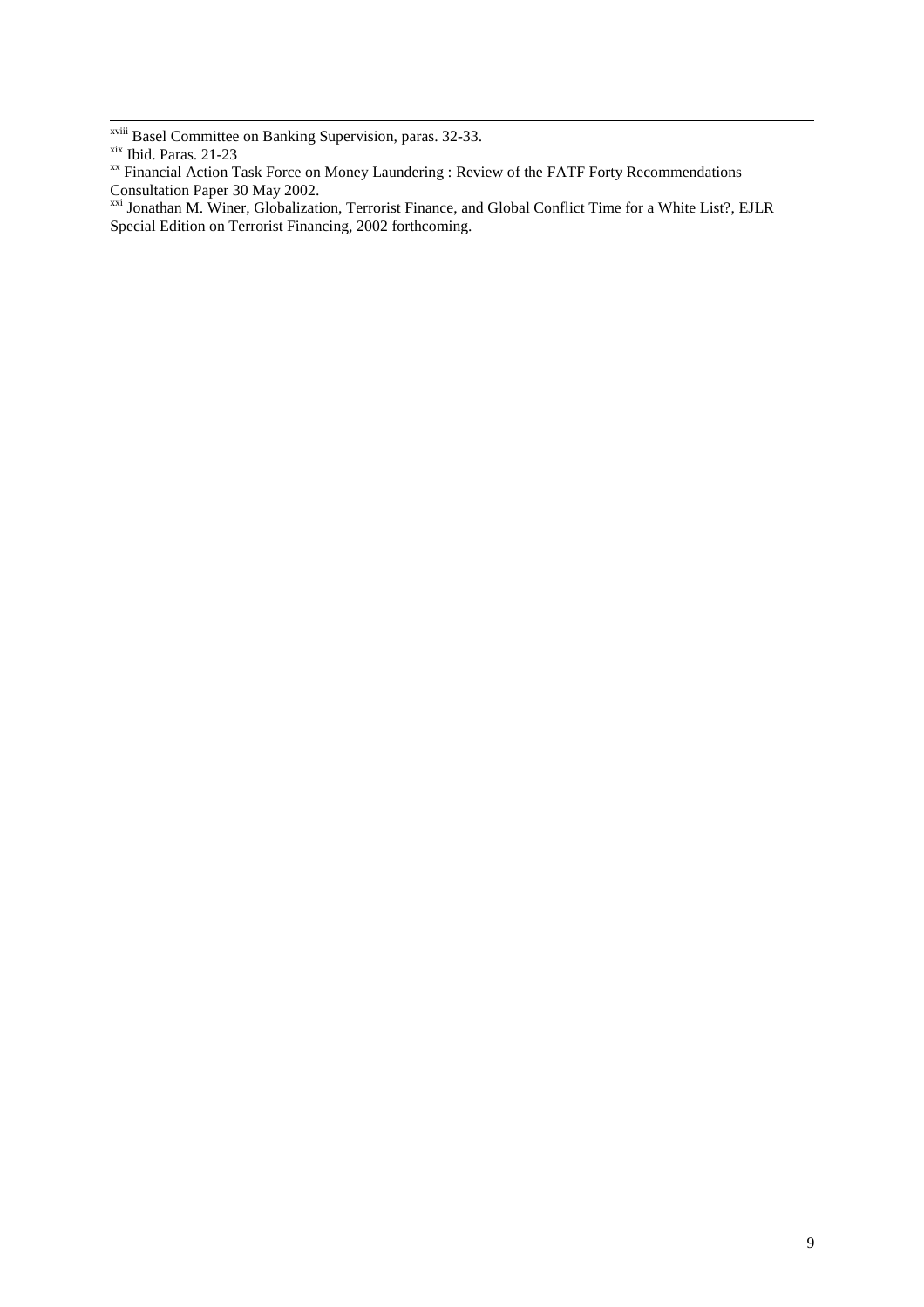[xviii] Basel Committee on Banking Supervision, paras. 32-33.

[xix] Ibid. Paras. 21-23

[xx] Financial Action Task Force on Money Laundering : Review of the FATF Forty Recommendations Consultation Paper 30 May 2002.

[xxi] Jonathan M. Winer, Globalization, Terrorist Finance, and Global Conflict Time for a White List?, EJLR Special Edition on Terrorist Financing, 2002 forthcoming.